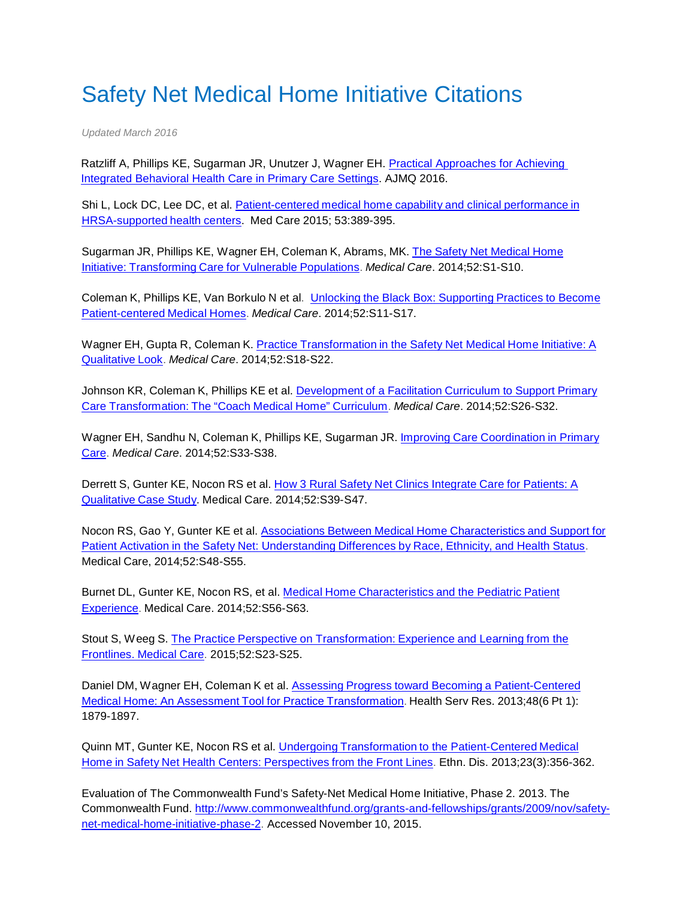# Safety Net Medical Home Initiative Citations

*Updated March 2016*

Ratzliff A, Phillips KE, Sugarman JR, Unutzer J, Wagner EH. Practical Approaches for Achieving Integrated Behavioral Health Care in Primary Care Settings. AJMQ 2016.

Shi L, Lock DC, Lee DC, et al. Patient-centered medical home capability and clinical performance in HRSA-supported health centers. Med Care 2015; 53:389-395.

Sugarman JR, Phillips KE, Wagner EH, Coleman K, Abrams, MK. The Safety Net Medical Home Initiative: Transforming Care for Vulnerable Populations. *Medical Care*. 2014;52:S1-S10.

Coleman K, Phillips KE, Van Borkulo N et al. Unlocking the Black Box: Supporting Practices to Become Patient-centered Medical Homes. *Medical Care*. 2014;52:S11-S17.

Wagner EH, Gupta R, Coleman K. Practice Transformation in the Safety Net Medical Home Initiative: A Qualitative Look. *Medical Care*. 2014;52:S18-S22.

Johnson KR, Coleman K, Phillips KE et al. Development of a Facilitation Curriculum to Support Primary Care Transformation: The "Coach Medical Home" Curriculum. *Medical Care*. 2014;52:S26-S32.

Wagner EH, Sandhu N, Coleman K, Phillips KE, Sugarman JR. Improving Care Coordination in Primary Care. *Medical Care*. 2014;52:S33-S38.

Derrett S, Gunter KE, Nocon RS et al. How 3 Rural Safety Net Clinics Integrate Care for Patients: A Qualitative Case Study. Medical Care. 2014;52:S39-S47.

Nocon RS, Gao Y, Gunter KE et al. Associations Between Medical Home Characteristics and Support for Patient Activation in the Safety Net: Understanding Differences by Race, Ethnicity, and Health Status. Medical Care, 2014;52:S48-S55.

Burnet DL, Gunter KE, Nocon RS, et al. Medical Home Characteristics and the Pediatric Patient Experience. Medical Care. 2014;52:S56-S63.

Stout S, Weeg S. The Practice Perspective on Transformation: Experience and Learning from the Frontlines. Medical Care. 2015;52:S23-S25.

Daniel DM, Wagner EH, Coleman K et al. Assessing Progress toward Becoming a Patient-Centered Medical Home: An Assessment Tool for Practice Transformation. Health Serv Res. 2013;48(6 Pt 1): 1879-1897.

Quinn MT, Gunter KE, Nocon RS et al. Undergoing Transformation to the Patient-Centered Medical Home in Safety Net Health Centers: Perspectives from the Front Lines. Ethn. Dis. 2013;23(3):356-362.

Evaluation of The Commonwealth Fund's Safety-Net Medical Home Initiative, Phase 2. 2013. The Commonwealth Fund. http://www.commonwealthfund.org/grants-and-fellowships/grants/2009/nov/safety-net-medical-home-initiative-phase-2. Accessed November 10, 2015.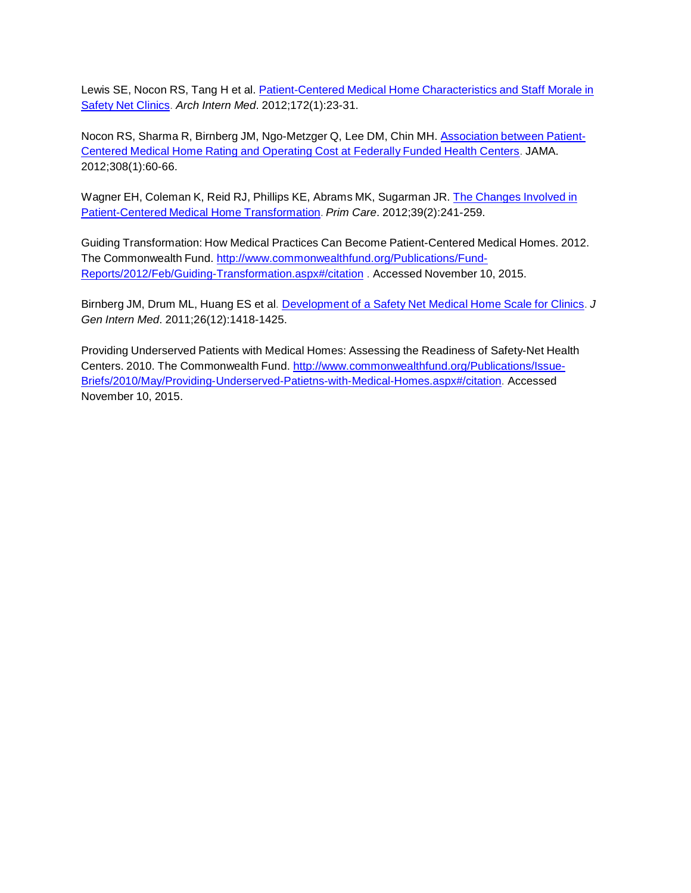Lewis SE, Nocon RS, Tang H et al. Patient-Centered Medical Home Characteristics and Staff Morale in Safety Net Clinics. *Arch Intern Med*. 2012;172(1):23-31.

Nocon RS, Sharma R, Birnberg JM, Ngo-Metzger Q, Lee DM, Chin MH. Association between Patient-Centered Medical Home Rating and Operating Cost at Federally Funded Health Centers. JAMA. 2012;308(1):60-66.

Wagner EH, Coleman K, Reid RJ, Phillips KE, Abrams MK, Sugarman JR. The Changes Involved in Patient-Centered Medical Home Transformation. *Prim Care*. 2012;39(2):241-259.

Guiding Transformation: How Medical Practices Can Become Patient-Centered Medical Homes. 2012. The Commonwealth Fund. http://www.commonwealthfund.org/Publications/Fund-Reports/2012/Feb/Guiding-Transformation.aspx#/citation . Accessed November 10, 2015.

Birnberg JM, Drum ML, Huang ES et al. Development of a Safety Net Medical Home Scale for Clinics. *J Gen Intern Med*. 2011;26(12):1418-1425.

Providing Underserved Patients with Medical Homes: Assessing the Readiness of Safety-Net Health Centers. 2010. The Commonwealth Fund. http://www.commonwealthfund.org/Publications/Issue-Briefs/2010/May/Providing-Underserved-Patietns-with-Medical-Homes.aspx#/citation. Accessed November 10, 2015.